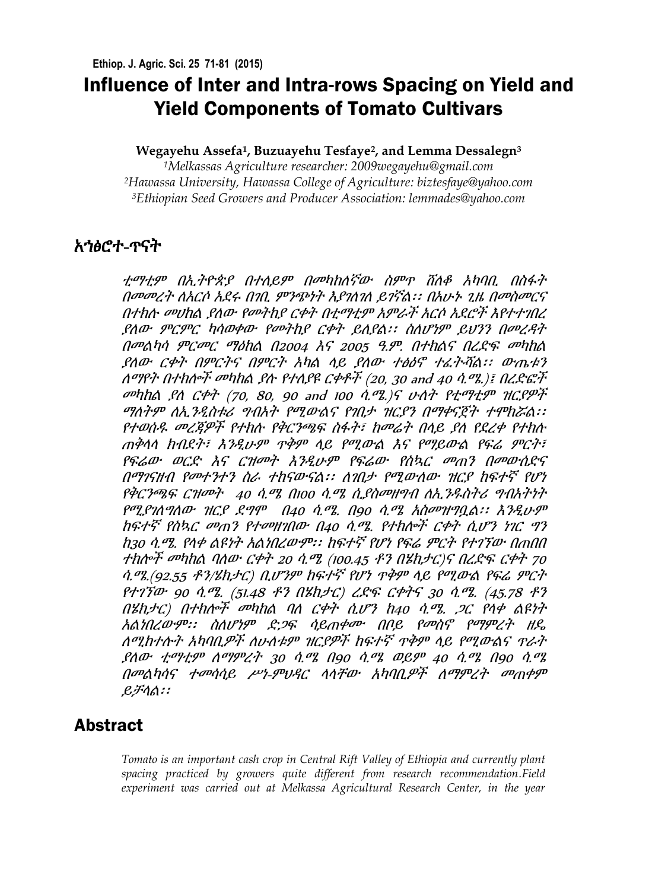# Influence of Inter and Intra-rows Spacing on Yield and Yield Components of Tomato Cultivars

**Wegayehu Assefa[1], Buzuayehu Tesfaye[2], and Lemma Dessalegn[3]**

[1]*Melkassas Agriculture researcher: 2009wegayehu@gmail.com*
[2]*Hawassa University, Hawassa College of Agriculture: biztesfaye@yahoo.com*
[3]*Ethiopian Seed Growers and Producer Association: lemmades@yahoo.com*

## አኅፅሮተ-ጥናት

*ቲማቲም በኢትዮጵያ በተለይም በመካከለኛው ስምጥ ሸለቆ አካባቢ በስፋት በመመረት ለአርሶ አደሩ በገቢ ምንጭነት እያገለገለ ይገኛል፡፡ በአሁኑ ጊዜ በመስመርና በተክሉ መሀከል ያለው የመትከያ ርቀት በቲማቲም አምራች አርሶ አደሮች እየተተገበረ ያለው ምርምር ካሳወቀው የመትከያ ርቀት ይለያል፡፡ ስለሆነም ይህንን በመረዳት በመልካሳ ምርምር ማዕከል በ2004 እና 2005 ዓ.ም. በተክልና በረድፍ መካከል ያለው ርቀት በምርትና በምርት አካል ላይ ያለው ተፅዕኖ ተፈትሻል፡፡ ውጤቱን ለማየት በተክሎች መካከል ያሉ የተለያዩ ርቀቶች (20, 30 and 40 ሳ.ሜ.)፤ በረድፎች መካከል ያለ ርቀት (70, 80, 90 and 100 ሳ.ሜ.)ና ሁለት የቲማቲም ዝርያዎች ማለትም ለኢንዱስቱሪ ግብአት የሚውልና የገበታ ዝርያን በማቀናጀት ተሞክሯል፡፡ የተወሰዱ መረጃዎች የተክሉ የቅርንጫፍ ስፋት፣ ከመሬት በላይ ያለ የደረቀ የተክሉ ጠቅላላ ክብደት፣ እንዲሁም ጥቅም ላይ የሚውል እና የማይውል የፍሬ ምርት፣ የፍሬው ወርድ እና ርዝመት እንዲሁም የፍሬው የስኳር መጠን በመውሰድና በማገናዘብ የመተንተን ስራ ተከናውኗል፡፡ ለገበታ የሚውለው ዝርያ ከፍተኛ የሆነ የቅርንጫፍ ርዝመት 40 ሳ.ሜ በ100 ሳ.ሜ ሲያስመዘግብ ለኢንዱስትሪ ግብአትነት የሚያገለግለው ዝርያ ደግሞ በ40 ሳ.ሜ. በ90 ሳ.ሜ አስመዝግቧል፡፡ እንዲሁም ከፍተኛ የስኳር መጠን የተመዘገበው በ40 ሳ.ሜ. የተክሎች ርቀት ሲሆን ነገር ግን ከ30 ሳ.ሜ. የላቀ ልዩነት አልነበረውም፡፡ ከፍተኛ የሆነ የፍሬ ምርት የተገኘው በጠበበ ተክሎች መካከል ባለው ርቀት 20 ሳ.ሜ (100.45 ቶን በሄክታር)ና በረድፍ ርቀት 70 ሳ.ሜ.(92.55 ቶን/ሄክታር) ቢሆንም ከፍተኛ የሆነ ጥቅም ላይ የሚውል የፍሬ ምርት የተገኘው 90 ሳ.ሜ. (51.48 ቶን በሄክታር) ረድፍ ርቀትና 30 ሳ.ሜ. (45.78 ቶን በሄክታር) በተክሎች መካከል ባለ ርቀት ሲሆን ከ40 ሳ.ሜ. ጋር የላቀ ልዩነት አልነበረውም፡፡ ስለሆነም ድጋፍ ሳይጠቀሙ በቦይ የመስኖ የማምረት ዘዴ ለሚከተሉት አካባቢዎች ለሁለቱም ዝርያዎች ከፍተኛ ጥቅም ላይ የሚውልና ጥራት ያለው ቲማቲም ለማምረት 30 ሳ.ሜ በ90 ሳ.ሜ ወይም 40 ሳ.ሜ በ90 ሳ.ሜ በመልካሳና ተመሳሳይ ሥነ-ምህዳር ላላቸው አካባቢዎች ለማምረት መጠቀም ይቻላል፡፡*

## Abstract

*Tomato is an important cash crop in Central Rift Valley of Ethiopia and currently plant spacing practiced by growers quite different from research recommendation.Field experiment was carried out at Melkassa Agricultural Research Center, in the year*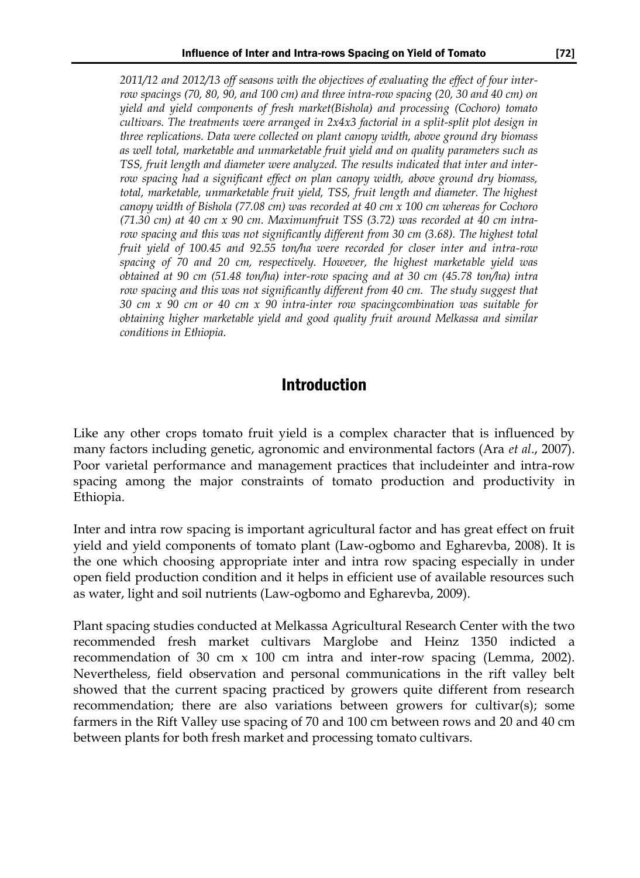*2011/12 and 2012/13 off seasons with the objectives of evaluating the effect of four inter-row spacings (70, 80, 90, and 100 cm) and three intra-row spacing (20, 30 and 40 cm) on yield and yield components of fresh market(Bishola) and processing (Cochoro) tomato cultivars. The treatments were arranged in 2x4x3 factorial in a split-split plot design in three replications. Data were collected on plant canopy width, above ground dry biomass as well total, marketable and unmarketable fruit yield and on quality parameters such as TSS, fruit length and diameter were analyzed. The results indicated that inter and inter-row spacing had a significant effect on plan canopy width, above ground dry biomass, total, marketable, unmarketable fruit yield, TSS, fruit length and diameter. The highest canopy width of Bishola (77.08 cm) was recorded at 40 cm x 100 cm whereas for Cochoro (71.30 cm) at 40 cm x 90 cm. Maximumfruit TSS (3.72) was recorded at 40 cm intra-row spacing and this was not significantly different from 30 cm (3.68). The highest total fruit yield of 100.45 and 92.55 ton/ha were recorded for closer inter and intra-row spacing of 70 and 20 cm, respectively. However, the highest marketable yield was obtained at 90 cm (51.48 ton/ha) inter-row spacing and at 30 cm (45.78 ton/ha) intra row spacing and this was not significantly different from 40 cm. The study suggest that 30 cm x 90 cm or 40 cm x 90 intra-inter row spacingcombination was suitable for obtaining higher marketable yield and good quality fruit around Melkassa and similar conditions in Ethiopia.*

## Introduction

Like any other crops tomato fruit yield is a complex character that is influenced by many factors including genetic, agronomic and environmental factors (Ara *et al*., 2007). Poor varietal performance and management practices that includeinter and intra-row spacing among the major constraints of tomato production and productivity in Ethiopia.

Inter and intra row spacing is important agricultural factor and has great effect on fruit yield and yield components of tomato plant (Law-ogbomo and Egharevba, 2008). It is the one which choosing appropriate inter and intra row spacing especially in under open field production condition and it helps in efficient use of available resources such as water, light and soil nutrients (Law-ogbomo and Egharevba, 2009).

Plant spacing studies conducted at Melkassa Agricultural Research Center with the two recommended fresh market cultivars Marglobe and Heinz 1350 indicted a recommendation of 30 cm x 100 cm intra and inter-row spacing (Lemma, 2002). Nevertheless, field observation and personal communications in the rift valley belt showed that the current spacing practiced by growers quite different from research recommendation; there are also variations between growers for cultivar(s); some farmers in the Rift Valley use spacing of 70 and 100 cm between rows and 20 and 40 cm between plants for both fresh market and processing tomato cultivars.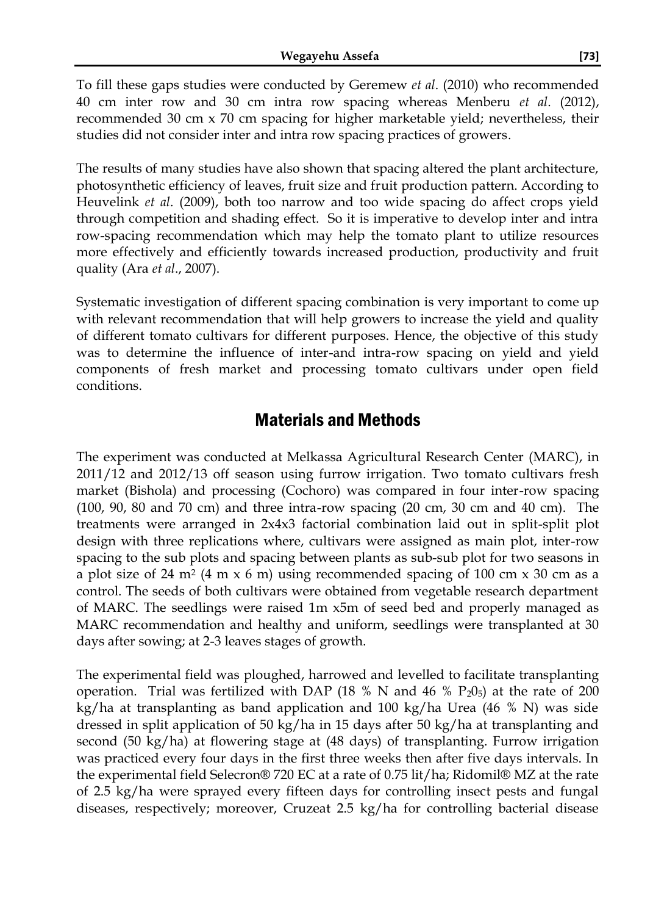To fill these gaps studies were conducted by Geremew *et al*. (2010) who recommended 40 cm inter row and 30 cm intra row spacing whereas Menberu *et al*. (2012), recommended 30 cm x 70 cm spacing for higher marketable yield; nevertheless, their studies did not consider inter and intra row spacing practices of growers.

The results of many studies have also shown that spacing altered the plant architecture, photosynthetic efficiency of leaves, fruit size and fruit production pattern. According to Heuvelink *et al*. (2009), both too narrow and too wide spacing do affect crops yield through competition and shading effect. So it is imperative to develop inter and intra row-spacing recommendation which may help the tomato plant to utilize resources more effectively and efficiently towards increased production, productivity and fruit quality (Ara *et al*., 2007).

Systematic investigation of different spacing combination is very important to come up with relevant recommendation that will help growers to increase the yield and quality of different tomato cultivars for different purposes. Hence, the objective of this study was to determine the influence of inter-and intra-row spacing on yield and yield components of fresh market and processing tomato cultivars under open field conditions.

## Materials and Methods

The experiment was conducted at Melkassa Agricultural Research Center (MARC), in 2011/12 and 2012/13 off season using furrow irrigation. Two tomato cultivars fresh market (Bishola) and processing (Cochoro) was compared in four inter-row spacing (100, 90, 80 and 70 cm) and three intra-row spacing (20 cm, 30 cm and 40 cm). The treatments were arranged in 2x4x3 factorial combination laid out in split-split plot design with three replications where, cultivars were assigned as main plot, inter-row spacing to the sub plots and spacing between plants as sub-sub plot for two seasons in a plot size of 24 $m^2$ (4 m x 6 m) using recommended spacing of 100 cm x 30 cm as a control. The seeds of both cultivars were obtained from vegetable research department of MARC. The seedlings were raised 1m x5m of seed bed and properly managed as MARC recommendation and healthy and uniform, seedlings were transplanted at 30 days after sowing; at 2-3 leaves stages of growth.

The experimental field was ploughed, harrowed and levelled to facilitate transplanting operation. Trial was fertilized with DAP (18 % N and 46 % $P_2O_5$) at the rate of 200 kg/ha at transplanting as band application and 100 kg/ha Urea (46 % N) was side dressed in split application of 50 kg/ha in 15 days after 50 kg/ha at transplanting and second (50 kg/ha) at flowering stage at (48 days) of transplanting. Furrow irrigation was practiced every four days in the first three weeks then after five days intervals. In the experimental field Selecron® 720 EC at a rate of 0.75 lit/ha; Ridomil® MZ at the rate of 2.5 kg/ha were sprayed every fifteen days for controlling insect pests and fungal diseases, respectively; moreover, Cruzeat 2.5 kg/ha for controlling bacterial disease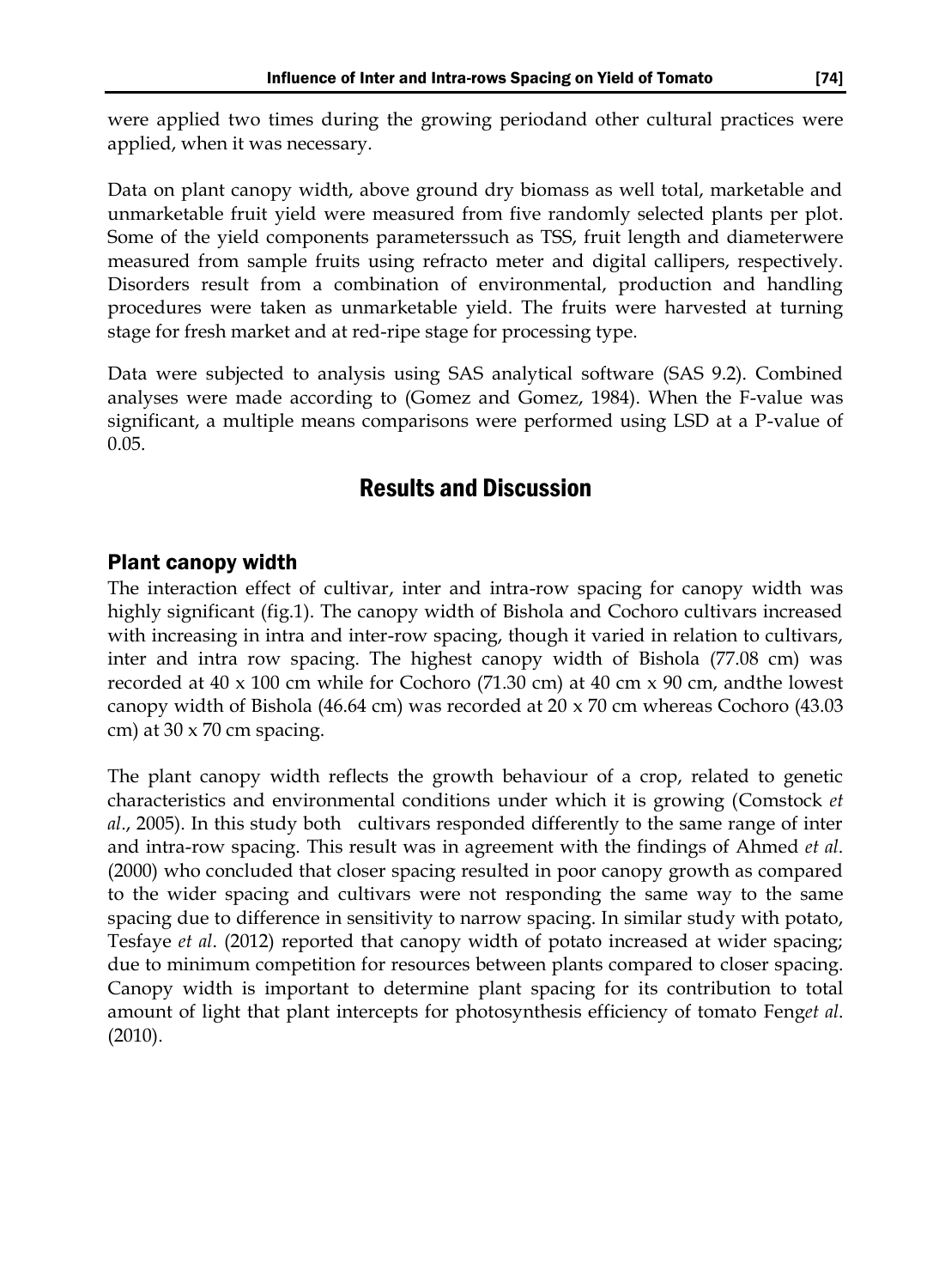were applied two times during the growing periodand other cultural practices were applied, when it was necessary.

Data on plant canopy width, above ground dry biomass as well total, marketable and unmarketable fruit yield were measured from five randomly selected plants per plot. Some of the yield components parameterssuch as TSS, fruit length and diameterwere measured from sample fruits using refracto meter and digital callipers, respectively. Disorders result from a combination of environmental, production and handling procedures were taken as unmarketable yield. The fruits were harvested at turning stage for fresh market and at red-ripe stage for processing type.

Data were subjected to analysis using SAS analytical software (SAS 9.2). Combined analyses were made according to (Gomez and Gomez, 1984). When the F-value was significant, a multiple means comparisons were performed using LSD at a P-value of 0.05.

## Results and Discussion

### Plant canopy width

The interaction effect of cultivar, inter and intra-row spacing for canopy width was highly significant (fig.1). The canopy width of Bishola and Cochoro cultivars increased with increasing in intra and inter-row spacing, though it varied in relation to cultivars, inter and intra row spacing. The highest canopy width of Bishola (77.08 cm) was recorded at 40 x 100 cm while for Cochoro (71.30 cm) at 40 cm x 90 cm, andthe lowest canopy width of Bishola (46.64 cm) was recorded at 20 x 70 cm whereas Cochoro (43.03 cm) at 30 x 70 cm spacing.

The plant canopy width reflects the growth behaviour of a crop, related to genetic characteristics and environmental conditions under which it is growing (Comstock *et al*., 2005). In this study both cultivars responded differently to the same range of inter and intra-row spacing. This result was in agreement with the findings of Ahmed *et al*. (2000) who concluded that closer spacing resulted in poor canopy growth as compared to the wider spacing and cultivars were not responding the same way to the same spacing due to difference in sensitivity to narrow spacing. In similar study with potato, Tesfaye *et al*. (2012) reported that canopy width of potato increased at wider spacing; due to minimum competition for resources between plants compared to closer spacing. Canopy width is important to determine plant spacing for its contribution to total amount of light that plant intercepts for photosynthesis efficiency of tomato Feng*et al*. (2010).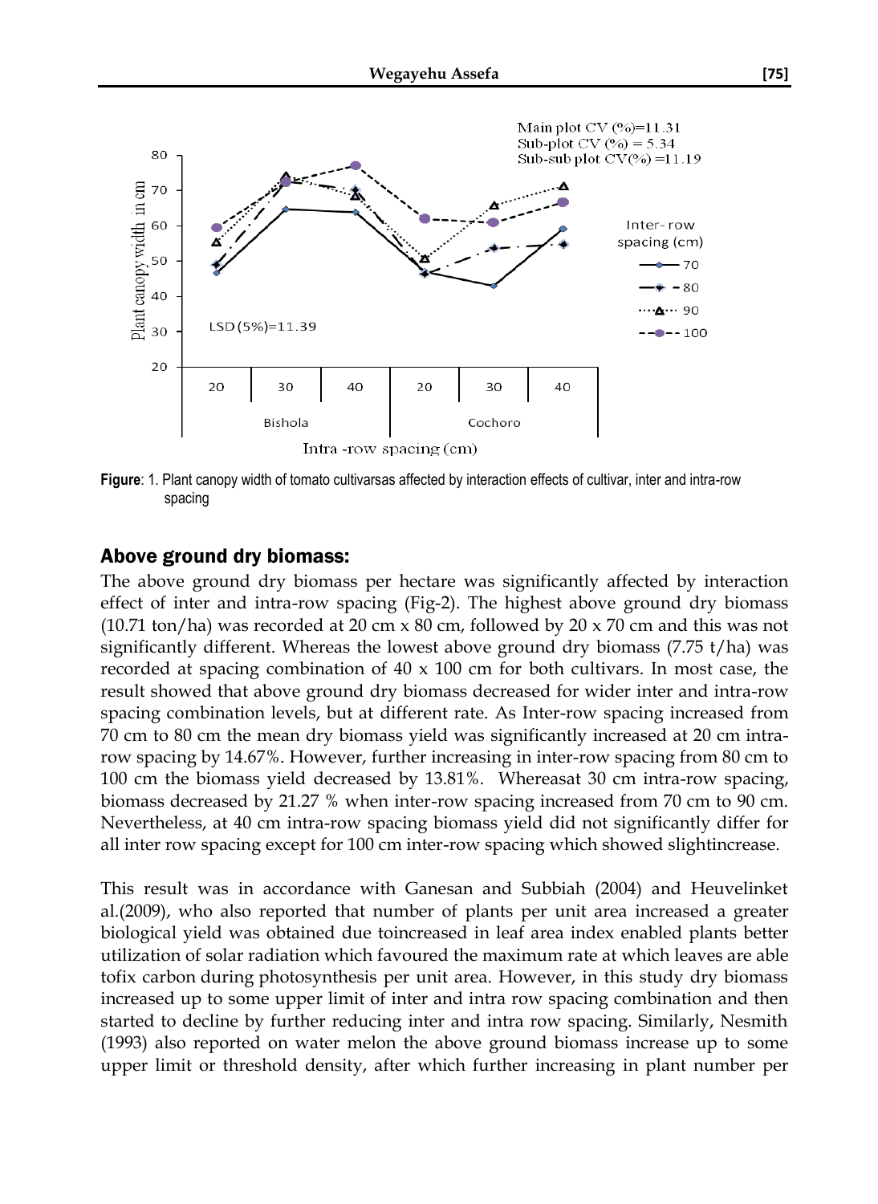Figure: 1. Plant canopy width of tomato cultivarsas affected by interaction effects of cultivar, inter and intra-row spacing

## Above ground dry biomass:

The above ground dry biomass per hectare was significantly affected by interaction effect of inter and intra-row spacing (Fig-2). The highest above ground dry biomass (10.71 ton/ha) was recorded at 20 cm x 80 cm, followed by 20 x 70 cm and this was not significantly different. Whereas the lowest above ground dry biomass (7.75 t/ha) was recorded at spacing combination of 40 x 100 cm for both cultivars. In most case, the result showed that above ground dry biomass decreased for wider inter and intra-row spacing combination levels, but at different rate. As Inter-row spacing increased from 70 cm to 80 cm the mean dry biomass yield was significantly increased at 20 cm intra-row spacing by 14.67%. However, further increasing in inter-row spacing from 80 cm to 100 cm the biomass yield decreased by 13.81%. Whereasat 30 cm intra-row spacing, biomass decreased by 21.27 % when inter-row spacing increased from 70 cm to 90 cm. Nevertheless, at 40 cm intra-row spacing biomass yield did not significantly differ for all inter row spacing except for 100 cm inter-row spacing which showed slightincrease.

This result was in accordance with Ganesan and Subbiah (2004) and Heuvelinket al.(2009), who also reported that number of plants per unit area increased a greater biological yield was obtained due toincreased in leaf area index enabled plants better utilization of solar radiation which favoured the maximum rate at which leaves are able tofix carbon during photosynthesis per unit area. However, in this study dry biomass increased up to some upper limit of inter and intra row spacing combination and then started to decline by further reducing inter and intra row spacing. Similarly, Nesmith (1993) also reported on water melon the above ground biomass increase up to some upper limit or threshold density, after which further increasing in plant number per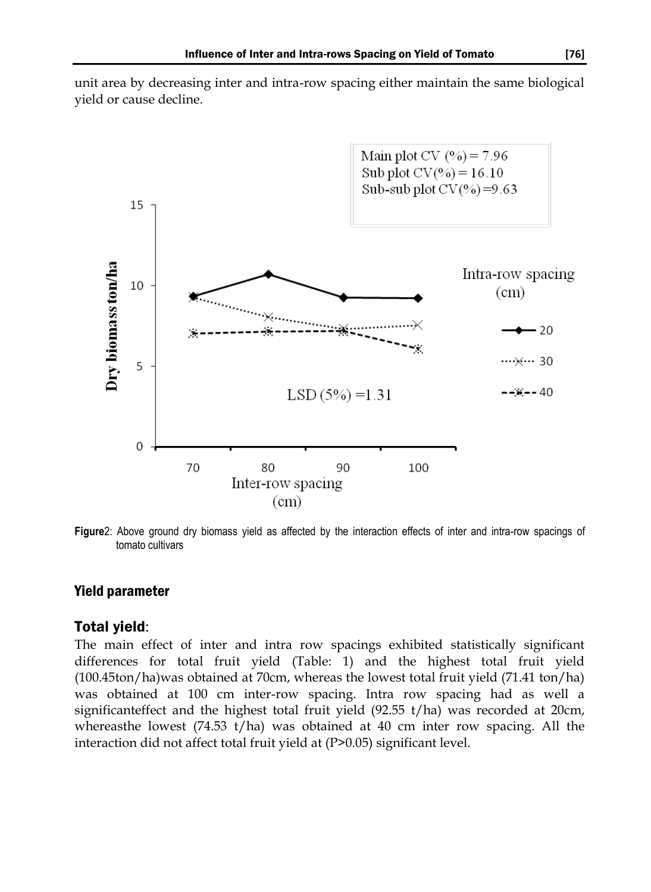unit area by decreasing inter and intra-row spacing either maintain the same biological yield or cause decline.

**Figure**2: Above ground dry biomass yield as affected by the interaction effects of inter and intra-row spacings of tomato cultivars

## Yield parameter

### Total yield:

The main effect of inter and intra row spacings exhibited statistically significant differences for total fruit yield (Table: 1) and the highest total fruit yield (100.45ton/ha)was obtained at 70cm, whereas the lowest total fruit yield (71.41 ton/ha) was obtained at 100 cm inter-row spacing. Intra row spacing had as well a significanteffect and the highest total fruit yield (92.55 t/ha) was recorded at 20cm, whereasthe lowest (74.53 t/ha) was obtained at 40 cm inter row spacing. All the interaction did not affect total fruit yield at (P>0.05) significant level.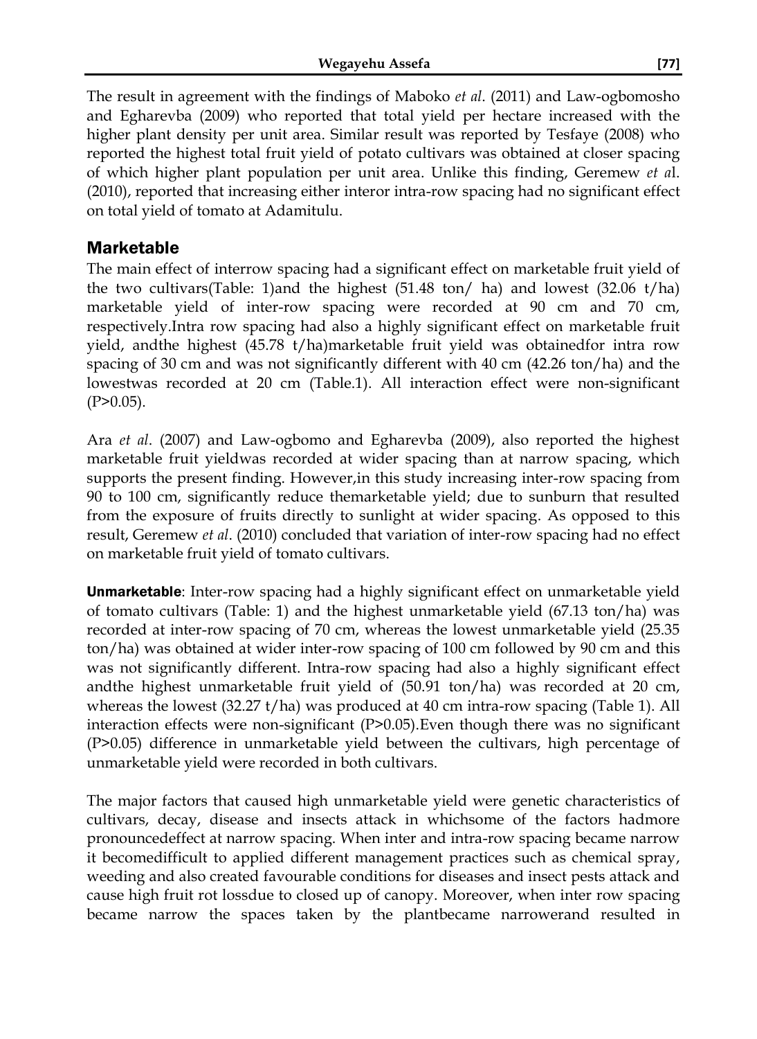The result in agreement with the findings of Maboko *et al*. (2011) and Law-ogbomosho and Egharevba (2009) who reported that total yield per hectare increased with the higher plant density per unit area. Similar result was reported by Tesfaye (2008) who reported the highest total fruit yield of potato cultivars was obtained at closer spacing of which higher plant population per unit area. Unlike this finding, Geremew *et a*l. (2010), reported that increasing either interor intra-row spacing had no significant effect on total yield of tomato at Adamitulu.

## Marketable

The main effect of interrow spacing had a significant effect on marketable fruit yield of the two cultivars(Table: 1)and the highest (51.48 ton/ ha) and lowest (32.06 t/ha) marketable yield of inter-row spacing were recorded at 90 cm and 70 cm, respectively.Intra row spacing had also a highly significant effect on marketable fruit yield, andthe highest (45.78 t/ha)marketable fruit yield was obtainedfor intra row spacing of 30 cm and was not significantly different with 40 cm (42.26 ton/ha) and the lowestwas recorded at 20 cm (Table.1). All interaction effect were non-significant (P>0.05).

Ara *et al*. (2007) and Law-ogbomo and Egharevba (2009), also reported the highest marketable fruit yieldwas recorded at wider spacing than at narrow spacing, which supports the present finding. However,in this study increasing inter-row spacing from 90 to 100 cm, significantly reduce themarketable yield; due to sunburn that resulted from the exposure of fruits directly to sunlight at wider spacing. As opposed to this result, Geremew *et al*. (2010) concluded that variation of inter-row spacing had no effect on marketable fruit yield of tomato cultivars.

**Unmarketable**: Inter-row spacing had a highly significant effect on unmarketable yield of tomato cultivars (Table: 1) and the highest unmarketable yield (67.13 ton/ha) was recorded at inter-row spacing of 70 cm, whereas the lowest unmarketable yield (25.35 ton/ha) was obtained at wider inter-row spacing of 100 cm followed by 90 cm and this was not significantly different. Intra-row spacing had also a highly significant effect andthe highest unmarketable fruit yield of (50.91 ton/ha) was recorded at 20 cm, whereas the lowest (32.27 t/ha) was produced at 40 cm intra-row spacing (Table 1). All interaction effects were non-significant (P>0.05).Even though there was no significant (P>0.05) difference in unmarketable yield between the cultivars, high percentage of unmarketable yield were recorded in both cultivars.

The major factors that caused high unmarketable yield were genetic characteristics of cultivars, decay, disease and insects attack in whichsome of the factors hadmore pronouncedeffect at narrow spacing. When inter and intra-row spacing became narrow it becomedifficult to applied different management practices such as chemical spray, weeding and also created favourable conditions for diseases and insect pests attack and cause high fruit rot lossdue to closed up of canopy. Moreover, when inter row spacing became narrow the spaces taken by the plantbecame narrowerand resulted in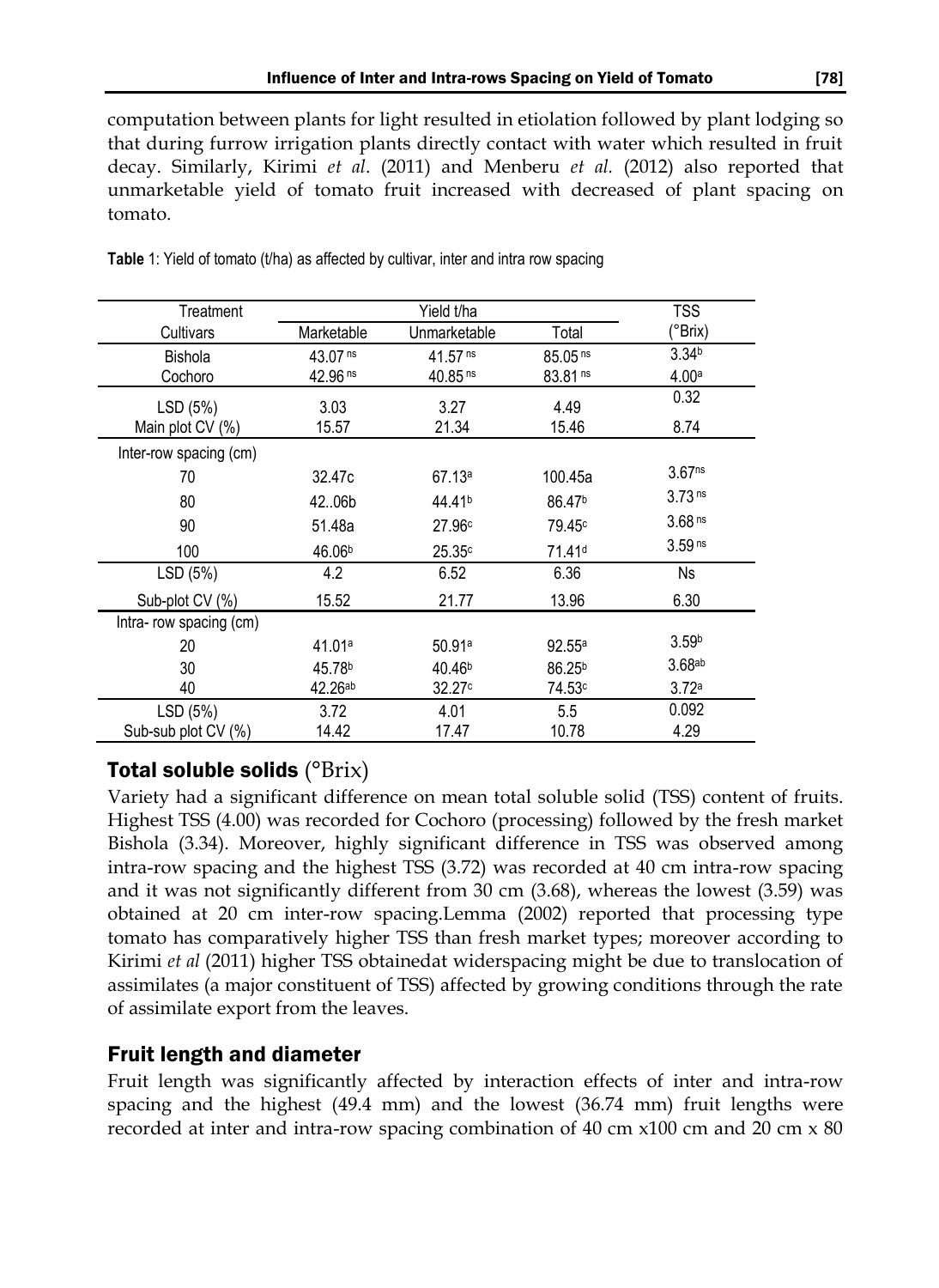computation between plants for light resulted in etiolation followed by plant lodging so that during furrow irrigation plants directly contact with water which resulted in fruit decay. Similarly, Kirimi *et al*. (2011) and Menberu *et al.* (2012) also reported that unmarketable yield of tomato fruit increased with decreased of plant spacing on tomato.

**Table** 1: Yield of tomato (t/ha) as affected by cultivar, inter and intra row spacing

| Treatment | Yield t/ha | | | TSS |
|---|---|---|---|---|
| Cultivars | Marketable | Unmarketable | Total | (°Brix) |
| Bishola | 43.07 [ns] | 41.57 [ns] | 85.05 [ns] | 3.34[b] |
| Cochoro | 42.96 [ns] | 40.85 [ns] | 83.81 [ns] | 4.00[a] |
| LSD (5%) | 3.03 | 3.27 | 4.49 | 0.32 |
| Main plot CV (%) | 15.57 | 21.34 | 15.46 | 8.74 |
| Inter-row spacing (cm) | | | | |
| 70 | 32.47c | 67.13[a] | 100.45a | 3.67[ns] |
| 80 | 42..06b | 44.41[b] | 86.47[b] | 3.73 [ns] |
| 90 | 51.48a | 27.96[c] | 79.45[c] | 3.68 [ns] |
| 100 | 46.06[b] | 25.35[c] | 71.41[d] | 3.59 [ns] |
| LSD (5%) | 4.2 | 6.52 | 6.36 | Ns |
| Sub-plot CV (%) | 15.52 | 21.77 | 13.96 | 6.30 |
| Intra- row spacing (cm) | | | | |
| 20 | 41.01[a] | 50.91[a] | 92.55[a] | 3.59[b] |
| 30 | 45.78[b] | 40.46[b] | 86.25[b] | 3.68[ab] |
| 40 | 42.26[ab] | 32.27[c] | 74.53[c] | 3.72[a] |
| LSD (5%) | 3.72 | 4.01 | 5.5 | 0.092 |
| Sub-sub plot CV (%) | 14.42 | 17.47 | 10.78 | 4.29 |

## Total soluble solids (°Brix)

Variety had a significant difference on mean total soluble solid (TSS) content of fruits. Highest TSS (4.00) was recorded for Cochoro (processing) followed by the fresh market Bishola (3.34). Moreover, highly significant difference in TSS was observed among intra-row spacing and the highest TSS (3.72) was recorded at 40 cm intra-row spacing and it was not significantly different from 30 cm (3.68), whereas the lowest (3.59) was obtained at 20 cm inter-row spacing.Lemma (2002) reported that processing type tomato has comparatively higher TSS than fresh market types; moreover according to Kirimi *et al* (2011) higher TSS obtainedat widerspacing might be due to translocation of assimilates (a major constituent of TSS) affected by growing conditions through the rate of assimilate export from the leaves.

## Fruit length and diameter

Fruit length was significantly affected by interaction effects of inter and intra-row spacing and the highest (49.4 mm) and the lowest (36.74 mm) fruit lengths were recorded at inter and intra-row spacing combination of 40 cm x100 cm and 20 cm x 80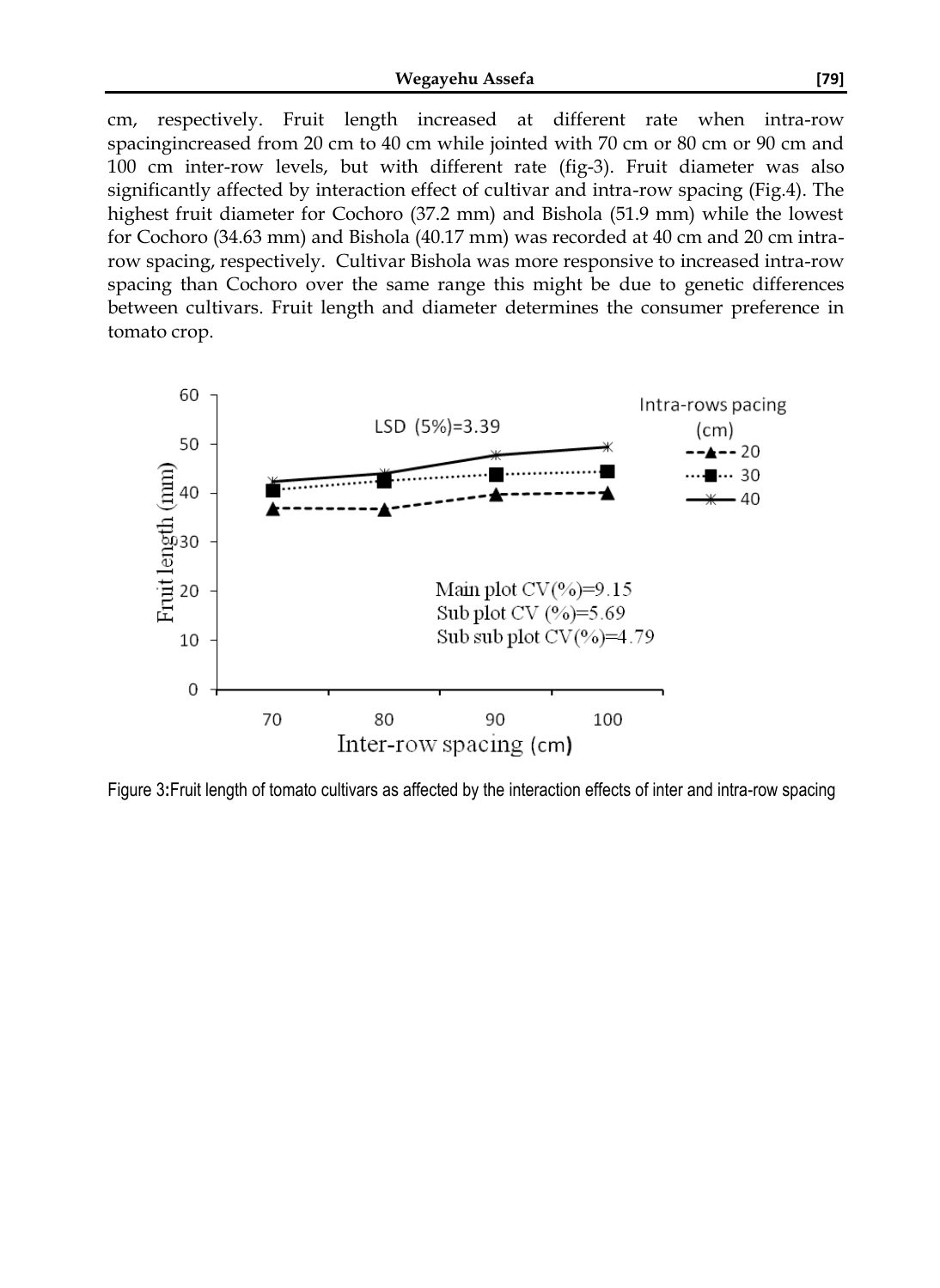cm, respectively. Fruit length increased at different rate when intra-row spacingincreased from 20 cm to 40 cm while jointed with 70 cm or 80 cm or 90 cm and 100 cm inter-row levels, but with different rate (fig-3). Fruit diameter was also significantly affected by interaction effect of cultivar and intra-row spacing (Fig.4). The highest fruit diameter for Cochoro (37.2 mm) and Bishola (51.9 mm) while the lowest for Cochoro (34.63 mm) and Bishola (40.17 mm) was recorded at 40 cm and 20 cm intra-row spacing, respectively. Cultivar Bishola was more responsive to increased intra-row spacing than Cochoro over the same range this might be due to genetic differences between cultivars. Fruit length and diameter determines the consumer preference in tomato crop.

Figure 3:Fruit length of tomato cultivars as affected by the interaction effects of inter and intra-row spacing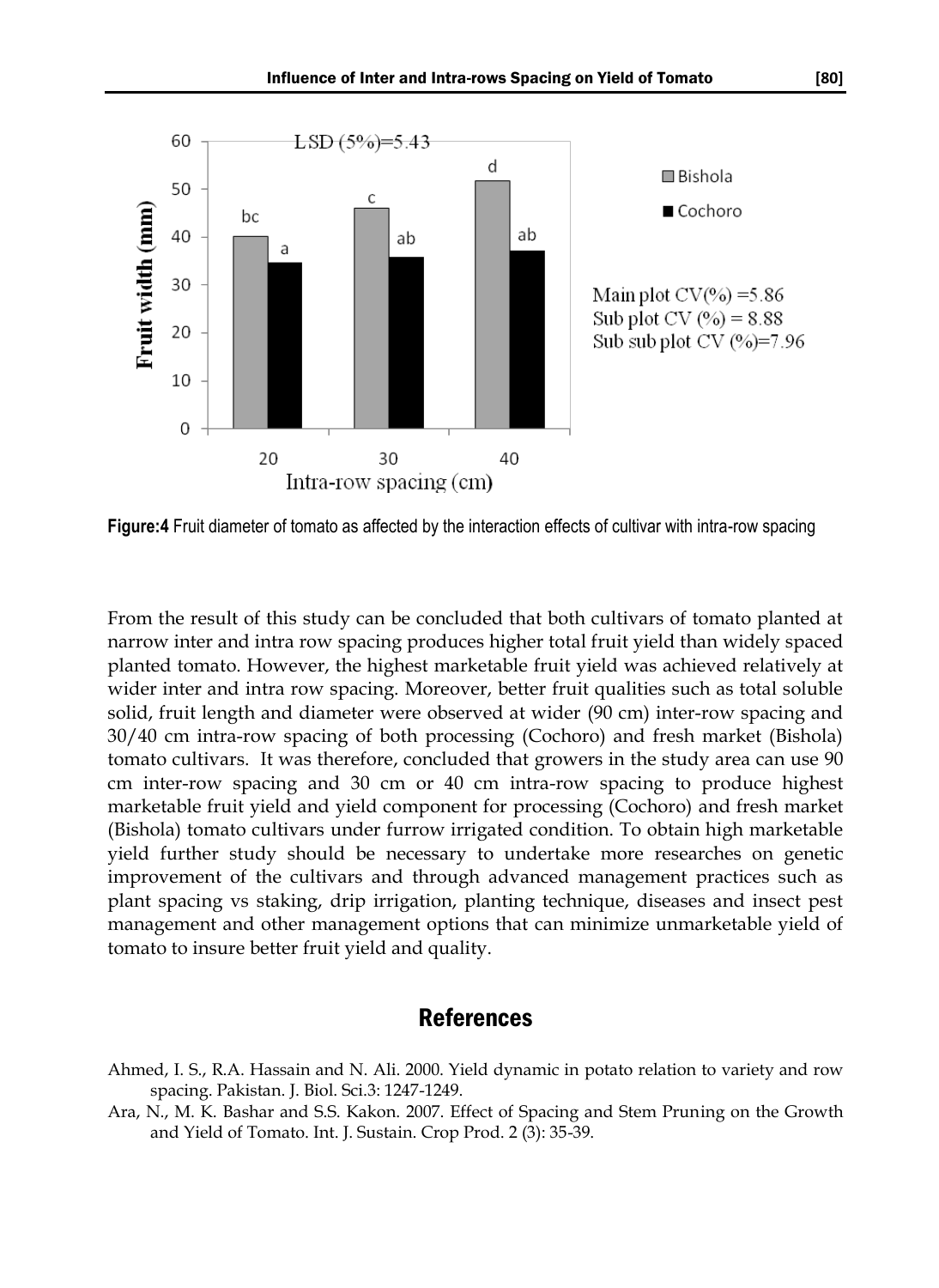Figure:4 Fruit diameter of tomato as affected by the interaction effects of cultivar with intra-row spacing

From the result of this study can be concluded that both cultivars of tomato planted at narrow inter and intra row spacing produces higher total fruit yield than widely spaced planted tomato. However, the highest marketable fruit yield was achieved relatively at wider inter and intra row spacing. Moreover, better fruit qualities such as total soluble solid, fruit length and diameter were observed at wider (90 cm) inter-row spacing and 30/40 cm intra-row spacing of both processing (Cochoro) and fresh market (Bishola) tomato cultivars. It was therefore, concluded that growers in the study area can use 90 cm inter-row spacing and 30 cm or 40 cm intra-row spacing to produce highest marketable fruit yield and yield component for processing (Cochoro) and fresh market (Bishola) tomato cultivars under furrow irrigated condition. To obtain high marketable yield further study should be necessary to undertake more researches on genetic improvement of the cultivars and through advanced management practices such as plant spacing vs staking, drip irrigation, planting technique, diseases and insect pest management and other management options that can minimize unmarketable yield of tomato to insure better fruit yield and quality.

## References

Ahmed, I. S., R.A. Hassain and N. Ali. 2000. Yield dynamic in potato relation to variety and row spacing. Pakistan. J. Biol. Sci.3: 1247-1249.

Ara, N., M. K. Bashar and S.S. Kakon. 2007. Effect of Spacing and Stem Pruning on the Growth and Yield of Tomato. Int. J. Sustain. Crop Prod. 2 (3): 35-39.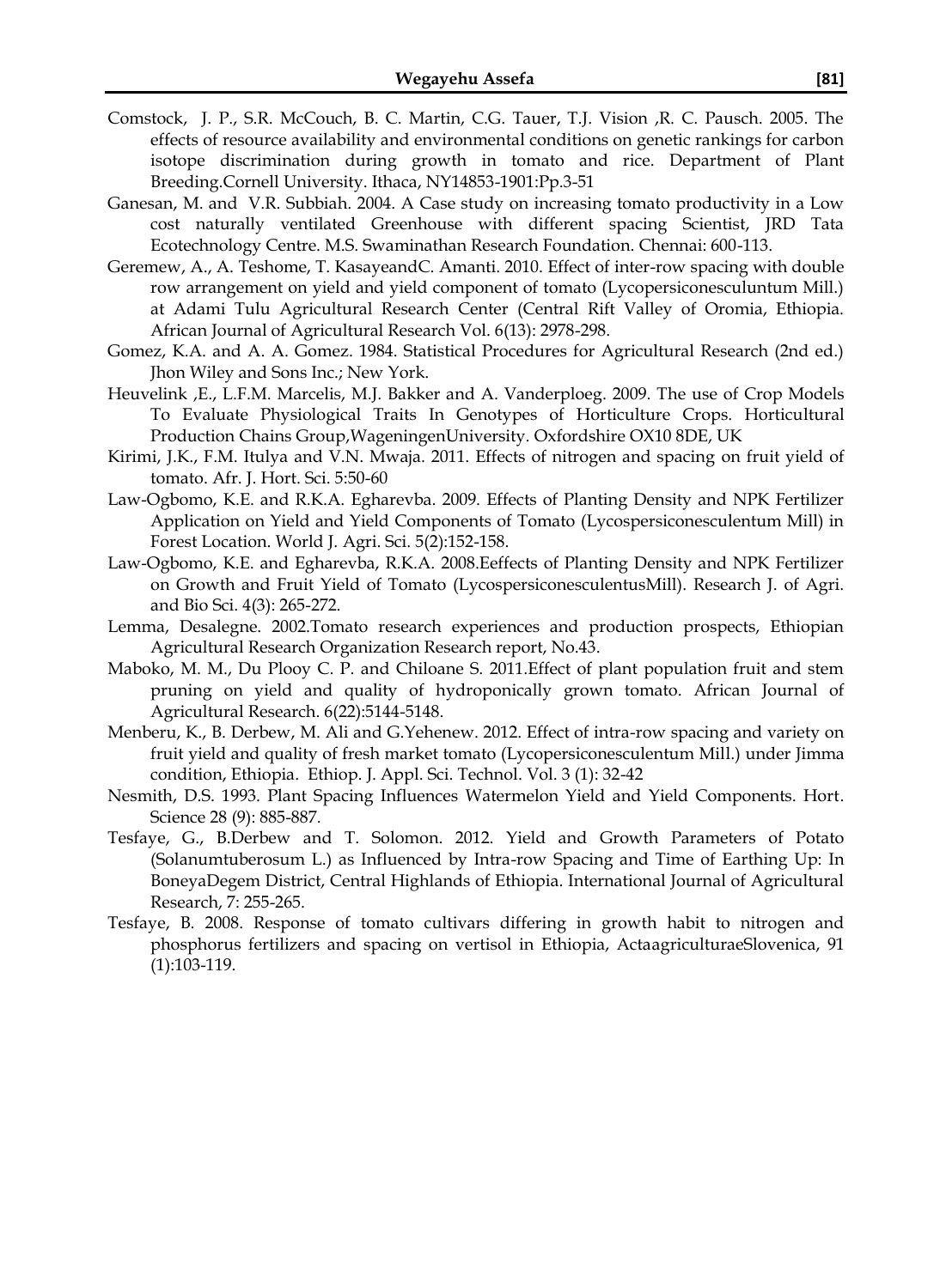Comstock, J. P., S.R. McCouch, B. C. Martin, C.G. Tauer, T.J. Vision ,R. C. Pausch. 2005. The effects of resource availability and environmental conditions on genetic rankings for carbon isotope discrimination during growth in tomato and rice. Department of Plant Breeding.Cornell University. Ithaca, NY14853-1901:Pp.3-51

Ganesan, M. and V.R. Subbiah. 2004. A Case study on increasing tomato productivity in a Low cost naturally ventilated Greenhouse with different spacing Scientist, JRD Tata Ecotechnology Centre. M.S. Swaminathan Research Foundation. Chennai: 600-113.

Geremew, A., A. Teshome, T. KasayeandC. Amanti. 2010. Effect of inter-row spacing with double row arrangement on yield and yield component of tomato (Lycopersiconesculuntum Mill.) at Adami Tulu Agricultural Research Center (Central Rift Valley of Oromia, Ethiopia. African Journal of Agricultural Research Vol. 6(13): 2978-298.

Gomez, K.A. and A. A. Gomez. 1984. Statistical Procedures for Agricultural Research (2nd ed.) Jhon Wiley and Sons Inc.; New York.

Heuvelink ,E., L.F.M. Marcelis, M.J. Bakker and A. Vanderploeg. 2009. The use of Crop Models To Evaluate Physiological Traits In Genotypes of Horticulture Crops. Horticultural Production Chains Group,WageningenUniversity. Oxfordshire OX10 8DE, UK

Kirimi, J.K., F.M. Itulya and V.N. Mwaja. 2011. Effects of nitrogen and spacing on fruit yield of tomato. Afr. J. Hort. Sci. 5:50-60

Law-Ogbomo, K.E. and R.K.A. Egharevba. 2009. Effects of Planting Density and NPK Fertilizer Application on Yield and Yield Components of Tomato (Lycospersiconesculentum Mill) in Forest Location. World J. Agri. Sci. 5(2):152-158.

Law-Ogbomo, K.E. and Egharevba, R.K.A. 2008.Eeffects of Planting Density and NPK Fertilizer on Growth and Fruit Yield of Tomato (LycospersiconesculentusMill). Research J. of Agri. and Bio Sci. 4(3): 265-272.

Lemma, Desalegne. 2002.Tomato research experiences and production prospects, Ethiopian Agricultural Research Organization Research report, No.43.

Maboko, M. M., Du Plooy C. P. and Chiloane S. 2011.Effect of plant population fruit and stem pruning on yield and quality of hydroponically grown tomato. African Journal of Agricultural Research. 6(22):5144-5148.

Menberu, K., B. Derbew, M. Ali and G.Yehenew. 2012. Effect of intra-row spacing and variety on fruit yield and quality of fresh market tomato (Lycopersiconesculentum Mill.) under Jimma condition, Ethiopia. Ethiop. J. Appl. Sci. Technol. Vol. 3 (1): 32-42

Nesmith, D.S. 1993. Plant Spacing Influences Watermelon Yield and Yield Components. Hort. Science 28 (9): 885-887.

Tesfaye, G., B.Derbew and T. Solomon. 2012. Yield and Growth Parameters of Potato (Solanumtuberosum L.) as Influenced by Intra-row Spacing and Time of Earthing Up: In BoneyaDegem District, Central Highlands of Ethiopia. International Journal of Agricultural Research, 7: 255-265.

Tesfaye, B. 2008. Response of tomato cultivars differing in growth habit to nitrogen and phosphorus fertilizers and spacing on vertisol in Ethiopia, ActaagriculturaeSlovenica, 91 (1):103-119.